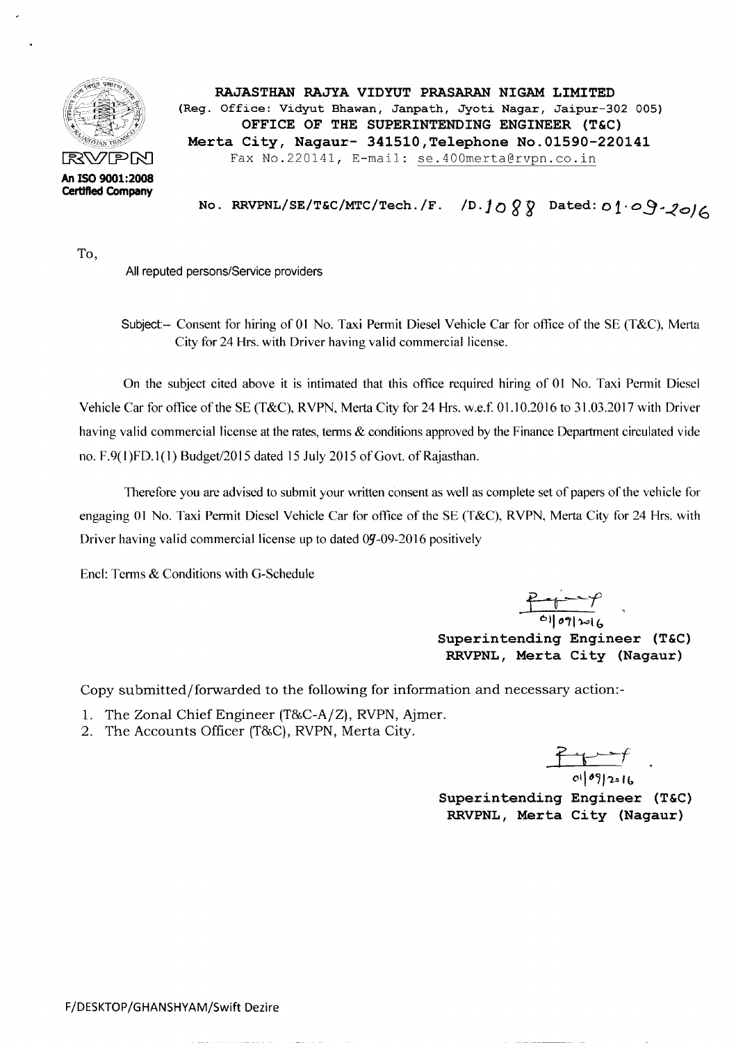**RVPN**

**An ISO 9001:2008 Certified Company**

**RAJASTHAN RAJYA VIDYUT PRASARAN NIGAM LIMITED**

(Reg. Office: Vidyut Bhawan, Janpath, Jyoti Nagar, Jaipur-302 005)

**OFFICE OF THE SUPERINTENDING ENGINEER (T&C)**

**Merta City, Nagaur- 341510, Telephone No.01590-220141**

Fax No.220141, E-mail: se.400merta@rvpn.co.in

No. RRVPNL/SE/T&C/MTC/Tech./F. /D.1088 Dated: 01-09-2016

To,

All reputed persons/Service providers

Subject:– Consent for hiring of 01 No. Taxi Permit Diesel Vehicle Car for office of the SE (T&C), Merta City for 24 Hrs. with Driver having valid commercial license.

On the subject cited above it is intimated that this office required hiring of 01 No. Taxi Permit Diesel Vehicle Car for office of the SE (T&C), RVPN, Merta City for 24 Hrs. w.e.f. 01.10.2016 to 31.03.2017 with Driver having valid commercial license at the rates, terms & conditions approved by the Finance Department circulated vide no. F.9(1)FD.1(1) Budget/2015 dated 15 July 2015 of Govt. of Rajasthan.

Therefore you are advised to submit your written consent as well as complete set of papers of the vehicle for engaging 01 No. Taxi Permit Diesel Vehicle Car for office of the SE (T&C), RVPN, Merta City for 24 Hrs. with Driver having valid commercial license up to dated 09-09-2016 positively

Encl: Terms & Conditions with G-Schedule

01/09/2016

**Superintending Engineer (T&C)**
**RRVPNL, Merta City (Nagaur)**

Copy submitted/forwarded to the following for information and necessary action:-

1. The Zonal Chief Engineer (T&C-A/Z), RVPN, Ajmer.
2. The Accounts Officer (T&C), RVPN, Merta City.

01/09/2016

**Superintending Engineer (T&C)**
**RRVPNL, Merta City (Nagaur)**

F/DESKTOP/GHANSHYAM/Swift Dezire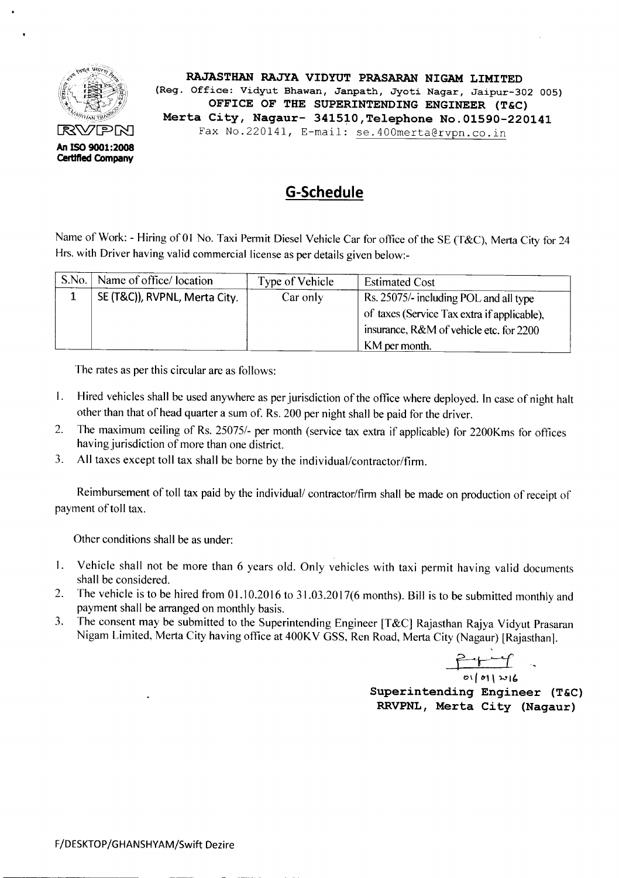**RAJASTHAN RAJYA VIDYUT PRASARAN NIGAM LIMITED**
(Reg. Office: Vidyut Bhawan, Janpath, Jyoti Nagar, Jaipur-302 005)
**OFFICE OF THE SUPERINTENDING ENGINEER (T&C)**
**Merta City, Nagaur- 341510,Telephone No.01590-220141**
Fax No.220141, E-mail: se.400merta@rvpn.co.in

RVPN
An ISO 9001:2008 Certified Company

# G-Schedule

Name of Work: - Hiring of 01 No. Taxi Permit Diesel Vehicle Car for office of the SE (T&C), Merta City for 24 Hrs. with Driver having valid commercial license as per details given below:-

| S.No. | Name of office/ location | Type of Vehicle | Estimated Cost |
|---|---|---|---|
| 1 | SE (T&C)), RVPNL, Merta City. | Car only | Rs. 25075/- including POL and all type of taxes (Service Tax extra if applicable), insurance, R&M of vehicle etc. for 2200 KM per month. |

The rates as per this circular are as follows:

1. Hired vehicles shall be used anywhere as per jurisdiction of the office where deployed. In case of night halt other than that of head quarter a sum of. Rs. 200 per night shall be paid for the driver.
2. The maximum ceiling of Rs. 25075/- per month (service tax extra if applicable) for 2200Kms for offices having jurisdiction of more than one district.
3. All taxes except toll tax shall be borne by the individual/contractor/firm.

Reimbursement of toll tax paid by the individual/ contractor/firm shall be made on production of receipt of payment of toll tax.

Other conditions shall be as under:

1. Vehicle shall not be more than 6 years old. Only vehicles with taxi permit having valid documents shall be considered.
2. The vehicle is to be hired from 01.10.2016 to 31.03.2017(6 months). Bill is to be submitted monthly and payment shall be arranged on monthly basis.
3. The consent may be submitted to the Superintending Engineer [T&C] Rajasthan Rajya Vidyut Prasaran Nigam Limited, Merta City having office at 400KV GSS, Ren Road, Merta City (Nagaur) [Rajasthan].

01/01/2016
**Superintending Engineer (T&C)**
**RRVPNL, Merta City (Nagaur)**

F/DESKTOP/GHANSHYAM/Swift Dezire